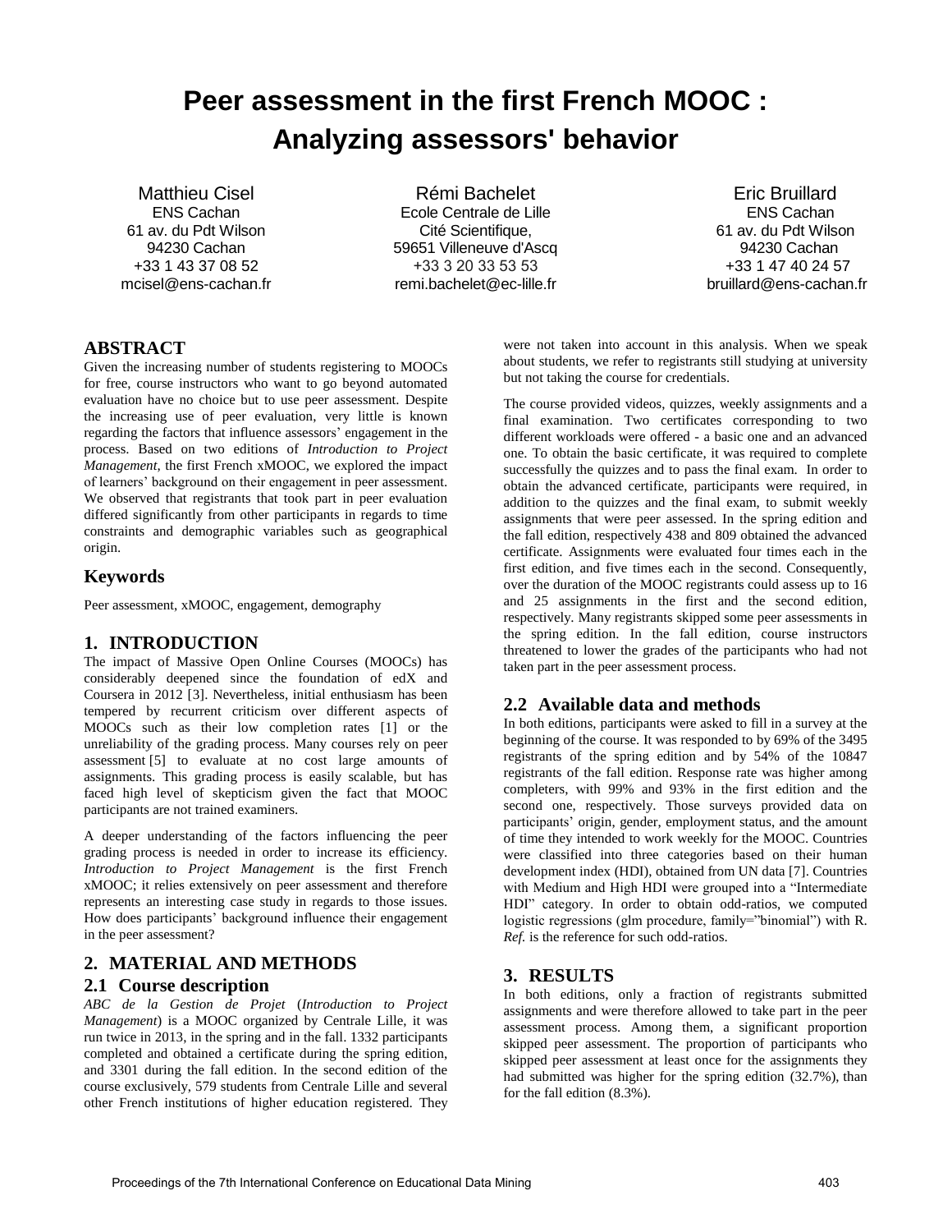# Peer assessment in the first French MOOC : Analyzing assessors' behavior

Matthieu Cisel
ENS Cachan
61 av. du Pdt Wilson
94230 Cachan
+33 1 43 37 08 52
mcisel@ens-cachan.fr

Rémi Bachelet
Ecole Centrale de Lille
Cité Scientifique,
59651 Villeneuve d'Ascq
+33 3 20 33 53 53
remi.bachelet@ec-lille.fr

Eric Bruillard
ENS Cachan
61 av. du Pdt Wilson
94230 Cachan
+33 1 47 40 24 57
bruillard@ens-cachan.fr

## ABSTRACT

Given the increasing number of students registering to MOOCs for free, course instructors who want to go beyond automated evaluation have no choice but to use peer assessment. Despite the increasing use of peer evaluation, very little is known regarding the factors that influence assessors' engagement in the process. Based on two editions of *Introduction to Project Management*, the first French xMOOC, we explored the impact of learners' background on their engagement in peer assessment. We observed that registrants that took part in peer evaluation differed significantly from other participants in regards to time constraints and demographic variables such as geographical origin.

## Keywords

Peer assessment, xMOOC, engagement, demography

## 1. INTRODUCTION

The impact of Massive Open Online Courses (MOOCs) has considerably deepened since the foundation of edX and Coursera in 2012 [3]. Nevertheless, initial enthusiasm has been tempered by recurrent criticism over different aspects of MOOCs such as their low completion rates [1] or the unreliability of the grading process. Many courses rely on peer assessment [5] to evaluate at no cost large amounts of assignments. This grading process is easily scalable, but has faced high level of skepticism given the fact that MOOC participants are not trained examiners.

A deeper understanding of the factors influencing the peer grading process is needed in order to increase its efficiency. *Introduction to Project Management* is the first French xMOOC; it relies extensively on peer assessment and therefore represents an interesting case study in regards to those issues. How does participants' background influence their engagement in the peer assessment?

## 2. MATERIAL AND METHODS

### 2.1 Course description

*ABC de la Gestion de Projet* (*Introduction to Project Management*) is a MOOC organized by Centrale Lille, it was run twice in 2013, in the spring and in the fall. 1332 participants completed and obtained a certificate during the spring edition, and 3301 during the fall edition. In the second edition of the course exclusively, 579 students from Centrale Lille and several other French institutions of higher education registered. They were not taken into account in this analysis. When we speak about students, we refer to registrants still studying at university but not taking the course for credentials.

The course provided videos, quizzes, weekly assignments and a final examination. Two certificates corresponding to two different workloads were offered - a basic one and an advanced one. To obtain the basic certificate, it was required to complete successfully the quizzes and to pass the final exam. In order to obtain the advanced certificate, participants were required, in addition to the quizzes and the final exam, to submit weekly assignments that were peer assessed. In the spring edition and the fall edition, respectively 438 and 809 obtained the advanced certificate. Assignments were evaluated four times each in the first edition, and five times each in the second. Consequently, over the duration of the MOOC registrants could assess up to 16 and 25 assignments in the first and the second edition, respectively. Many registrants skipped some peer assessments in the spring edition. In the fall edition, course instructors threatened to lower the grades of the participants who had not taken part in the peer assessment process.

### 2.2 Available data and methods

In both editions, participants were asked to fill in a survey at the beginning of the course. It was responded to by 69% of the 3495 registrants of the spring edition and by 54% of the 10847 registrants of the fall edition. Response rate was higher among completers, with 99% and 93% in the first edition and the second one, respectively. Those surveys provided data on participants' origin, gender, employment status, and the amount of time they intended to work weekly for the MOOC. Countries were classified into three categories based on their human development index (HDI), obtained from UN data [7]. Countries with Medium and High HDI were grouped into a "Intermediate HDI" category. In order to obtain odd-ratios, we computed logistic regressions (glm procedure, family="binomial") with R. *Ref.* is the reference for such odd-ratios.

## 3. RESULTS

In both editions, only a fraction of registrants submitted assignments and were therefore allowed to take part in the peer assessment process. Among them, a significant proportion skipped peer assessment. The proportion of participants who skipped peer assessment at least once for the assignments they had submitted was higher for the spring edition (32.7%), than for the fall edition (8.3%).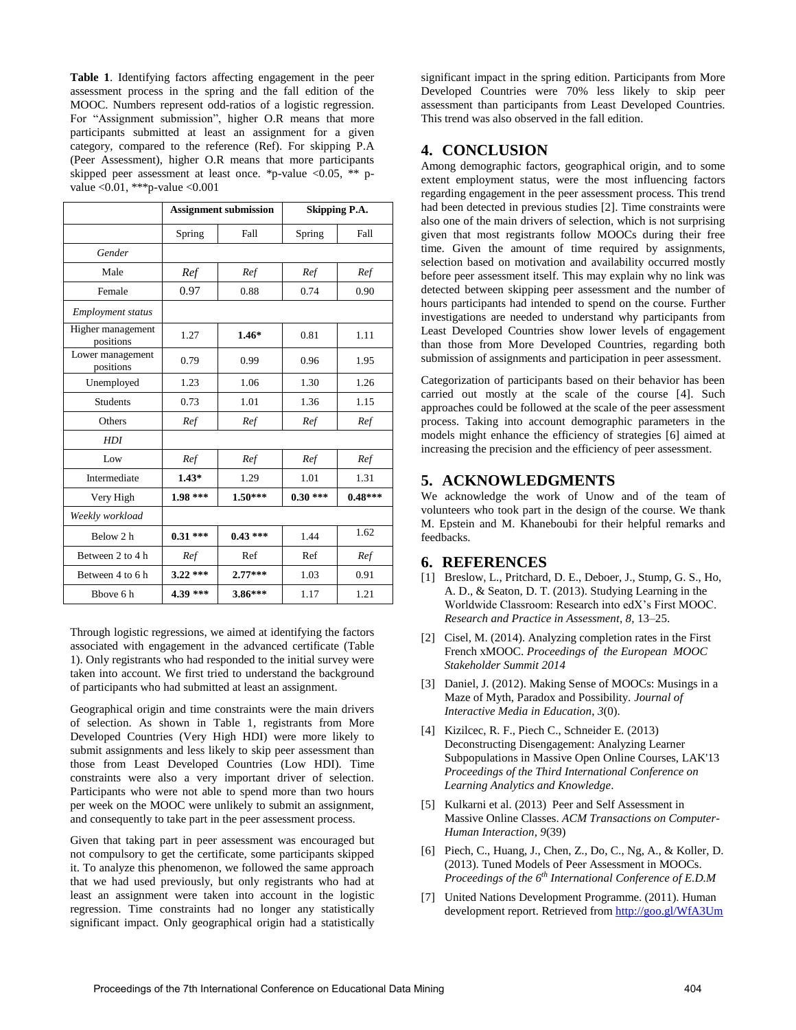**Table 1**. Identifying factors affecting engagement in the peer assessment process in the spring and the fall edition of the MOOC. Numbers represent odd-ratios of a logistic regression. For "Assignment submission", higher O.R means that more participants submitted at least an assignment for a given category, compared to the reference (Ref). For skipping P.A (Peer Assessment), higher O.R means that more participants skipped peer assessment at least once. *p-value <0.05, ** p-value <0.01, ***p-value <0.001

| | Assignment submission | | Skipping P.A. | |
|---|---|---|---|---|
| | Spring | Fall | Spring | Fall |
| *Gender* | | | | |
| Male | *Ref* | *Ref* | *Ref* | *Ref* |
| Female | 0.97 | 0.88 | 0.74 | 0.90 |
| *Employment status* | | | | |
| Higher management positions | 1.27 | **1.46*** | 0.81 | 1.11 |
| Lower management positions | 0.79 | 0.99 | 0.96 | 1.95 |
| Unemployed | 1.23 | 1.06 | 1.30 | 1.26 |
| Students | 0.73 | 1.01 | 1.36 | 1.15 |
| Others | *Ref* | *Ref* | *Ref* | *Ref* |
| *HDI* | | | | |
| Low | *Ref* | *Ref* | *Ref* | *Ref* |
| Intermediate | **1.43*** | 1.29 | 1.01 | 1.31 |
| Very High | **1.98 *****| **1.50***** | **0.30 ***** | **0.48***** |
| *Weekly workload* | | | | |
| Below 2 h | **0.31 ***** | **0.43 ***** | 1.44 | 1.62 |
| Between 2 to 4 h | *Ref* | Ref | Ref | *Ref* |
| Between 4 to 6 h | **3.22 ***** | **2.77***** | 1.03 | 0.91 |
| Bbove 6 h | **4.39 ***** | **3.86***** | 1.17 | 1.21 |

Through logistic regressions, we aimed at identifying the factors associated with engagement in the advanced certificate (Table 1). Only registrants who had responded to the initial survey were taken into account. We first tried to understand the background of participants who had submitted at least an assignment.

Geographical origin and time constraints were the main drivers of selection. As shown in Table 1, registrants from More Developed Countries (Very High HDI) were more likely to submit assignments and less likely to skip peer assessment than those from Least Developed Countries (Low HDI). Time constraints were also a very important driver of selection. Participants who were not able to spend more than two hours per week on the MOOC were unlikely to submit an assignment, and consequently to take part in the peer assessment process.

Given that taking part in peer assessment was encouraged but not compulsory to get the certificate, some participants skipped it. To analyze this phenomenon, we followed the same approach that we had used previously, but only registrants who had at least an assignment were taken into account in the logistic regression. Time constraints had no longer any statistically significant impact. Only geographical origin had a statistically significant impact in the spring edition. Participants from More Developed Countries were 70% less likely to skip peer assessment than participants from Least Developed Countries. This trend was also observed in the fall edition.

## 4. CONCLUSION

Among demographic factors, geographical origin, and to some extent employment status, were the most influencing factors regarding engagement in the peer assessment process. This trend had been detected in previous studies [2]. Time constraints were also one of the main drivers of selection, which is not surprising given that most registrants follow MOOCs during their free time. Given the amount of time required by assignments, selection based on motivation and availability occurred mostly before peer assessment itself. This may explain why no link was detected between skipping peer assessment and the number of hours participants had intended to spend on the course. Further investigations are needed to understand why participants from Least Developed Countries show lower levels of engagement than those from More Developed Countries, regarding both submission of assignments and participation in peer assessment.

Categorization of participants based on their behavior has been carried out mostly at the scale of the course [4]. Such approaches could be followed at the scale of the peer assessment process. Taking into account demographic parameters in the models might enhance the efficiency of strategies [6] aimed at increasing the precision and the efficiency of peer assessment.

## 5. ACKNOWLEDGMENTS

We acknowledge the work of Unow and of the team of volunteers who took part in the design of the course. We thank M. Epstein and M. Khaneboubi for their helpful remarks and feedbacks.

## 6. REFERENCES

[1] Breslow, L., Pritchard, D. E., Deboer, J., Stump, G. S., Ho, A. D., & Seaton, D. T. (2013). Studying Learning in the Worldwide Classroom: Research into edX's First MOOC. *Research and Practice in Assessment*, *8*, 13–25.

[2] Cisel, M. (2014). Analyzing completion rates in the First French xMOOC. *Proceedings of the European MOOC Stakeholder Summit 2014*

[3] Daniel, J. (2012). Making Sense of MOOCs: Musings in a Maze of Myth, Paradox and Possibility. *Journal of Interactive Media in Education*, *3*(0).

[4] Kizilcec, R. F., Piech C., Schneider E. (2013) Deconstructing Disengagement: Analyzing Learner Subpopulations in Massive Open Online Courses, LAK'13 *Proceedings of the Third International Conference on Learning Analytics and Knowledge*.

[5] Kulkarni et al. (2013) Peer and Self Assessment in Massive Online Classes. *ACM Transactions on Computer-Human Interaction*, *9*(39)

[6] Piech, C., Huang, J., Chen, Z., Do, C., Ng, A., & Koller, D. (2013). Tuned Models of Peer Assessment in MOOCs. *Proceedings of the 6th International Conference of E.D.M*

[7] United Nations Development Programme. (2011). Human development report. Retrieved from http://goo.gl/WfA3Um